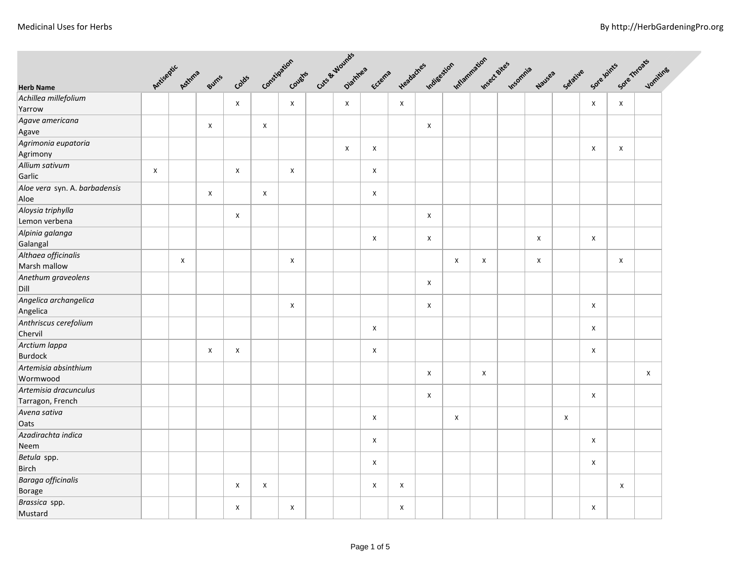| Herb Name | Antiseptic | Asthma | Burns | Colds | Constipation | Coughs | Cuts & Wounds | Diarhhea | Eczema | Headaches | Indigestion | Inflammation | Insect Bites | Insomnia | Nausea | Sefative | Sore Joints | Sore Throats | Vomiting |
|---|---|---|---|---|---|---|---|---|---|---|---|---|---|---|---|---|---|---|---|
| *Achillea millefolium*<br>Yarrow | | | | x | | x | | x | | x | | | | | | | x | x | |
| *Agave americana*<br>Agave | | | x | | x | | | | | | x | | | | | | | | |
| *Agrimonia eupatoria*<br>Agrimony | | | | | | | | x | x | | | | | | | | x | x | |
| *Allium sativum*<br>Garlic | x | | | x | | x | | | x | | | | | | | | | | |
| *Aloe vera* syn. A. *barbadensis*<br>Aloe | | | x | | x | | | | x | | | | | | | | | | |
| *Aloysia triphylla*<br>Lemon verbena | | | | x | | | | | | | x | | | | | | | | |
| *Alpinia galanga*<br>Galangal | | | | | | | | | x | | x | | | | x | | x | | |
| *Althaea officinalis*<br>Marsh mallow | | x | | | | x | | | | | | x | x | | x | | | x | |
| *Anethum graveolens*<br>Dill | | | | | | | | | | | x | | | | | | | | |
| *Angelica archangelica*<br>Angelica | | | | | | x | | | | | x | | | | | | x | | |
| *Anthriscus cerefolium*<br>Chervil | | | | | | | | | x | | | | | | | | x | | |
| *Arctium lappa*<br>Burdock | | | x | x | | | | | x | | | | | | | | x | | |
| *Artemisia absinthium*<br>Wormwood | | | | | | | | | | | x | | x | | | | | | x |
| *Artemisia dracunculus*<br>Tarragon, French | | | | | | | | | | | x | | | | | | x | | |
| *Avena sativa*<br>Oats | | | | | | | | | x | | | x | | | | x | | | |
| *Azadirachta indica*<br>Neem | | | | | | | | | x | | | | | | | | x | | |
| *Betula* spp.<br>Birch | | | | | | | | | x | | | | | | | | x | | |
| *Baraga officinalis*<br>Borage | | | | x | x | | | | x | x | | | | | | | | x | |
| *Brassica* spp.<br>Mustard | | | | x | | x | | | | x | | | | | | | x | | |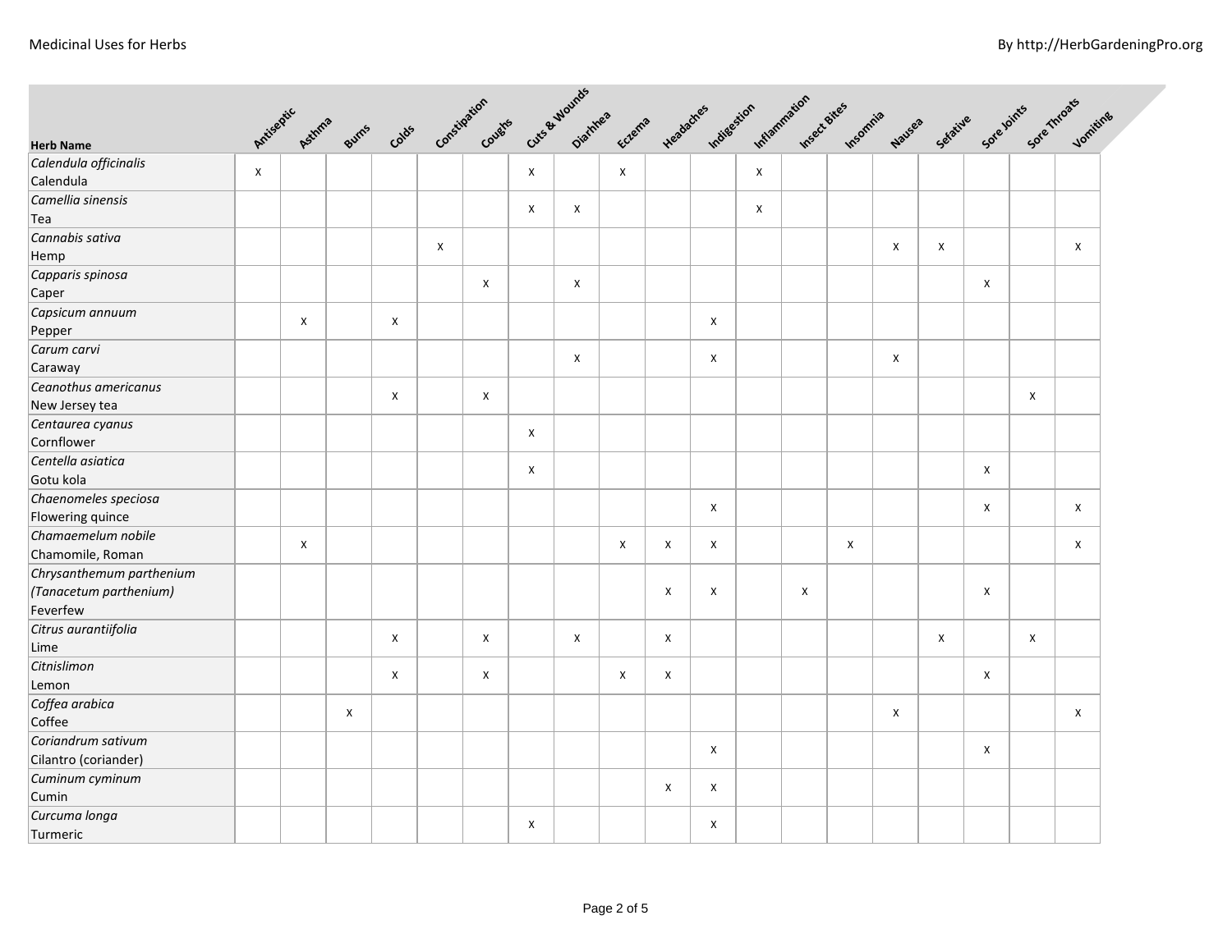| Herb Name | Antiseptic | Asthma | Burns | Colds | Constipation | Coughs | Cuts & Wounds | Diarhhea | Eczema | Headaches | Indigestion | Inflammation | Insect Bites | Insomnia | Nausea | Sefative | Sore Joints | Sore Throats | Vomiting |
|---|---|---|---|---|---|---|---|---|---|---|---|---|---|---|---|---|---|---|---|
| *Calendula officinalis*<br>Calendula | x | | | | | | x | | x | | | x | | | | | | | |
| *Camellia sinensis*<br>Tea | | | | | | | x | x | | | | x | | | | | | | |
| *Cannabis sativa*<br>Hemp | | | | | x | | | | | | | | | | x | x | | | x |
| *Capparis spinosa*<br>Caper | | | | | | x | | x | | | | | | | | | x | | |
| *Capsicum annuum*<br>Pepper | | x | | x | | | | | | | x | | | | | | | | |
| *Carum carvi*<br>Caraway | | | | | | | | x | | | x | | | | x | | | | |
| *Ceanothus americanus*<br>New Jersey tea | | | | x | | x | | | | | | | | | | | | x | |
| *Centaurea cyanus*<br>Cornflower | | | | | | | x | | | | | | | | | | | | |
| *Centella asiatica*<br>Gotu kola | | | | | | | x | | | | | | | | | | x | | |
| *Chaenomeles speciosa*<br>Flowering quince | | | | | | | | | | | x | | | | | | x | | x |
| *Chamaemelum nobile*<br>Chamomile, Roman | | x | | | | | | | x | x | x | | | x | | | | | x |
| *Chrysanthemum parthenium (Tanacetum parthenium)*<br>Feverfew | | | | | | | | | | x | x | | x | | | | x | | |
| *Citrus aurantiifolia*<br>Lime | | | | x | | x | | x | | x | | | | | | x | | x | |
| *Citnislimon*<br>Lemon | | | | x | | x | | | x | x | | | | | | | x | | |
| *Coffea arabica*<br>Coffee | | | x | | | | | | | | | | | | x | | | | x |
| *Coriandrum sativum*<br>Cilantro (coriander) | | | | | | | | | | | x | | | | | | x | | |
| *Cuminum cyminum*<br>Cumin | | | | | | | | | | x | x | | | | | | | | |
| *Curcuma longa*<br>Turmeric | | | | | | | x | | | | x | | | | | | | | |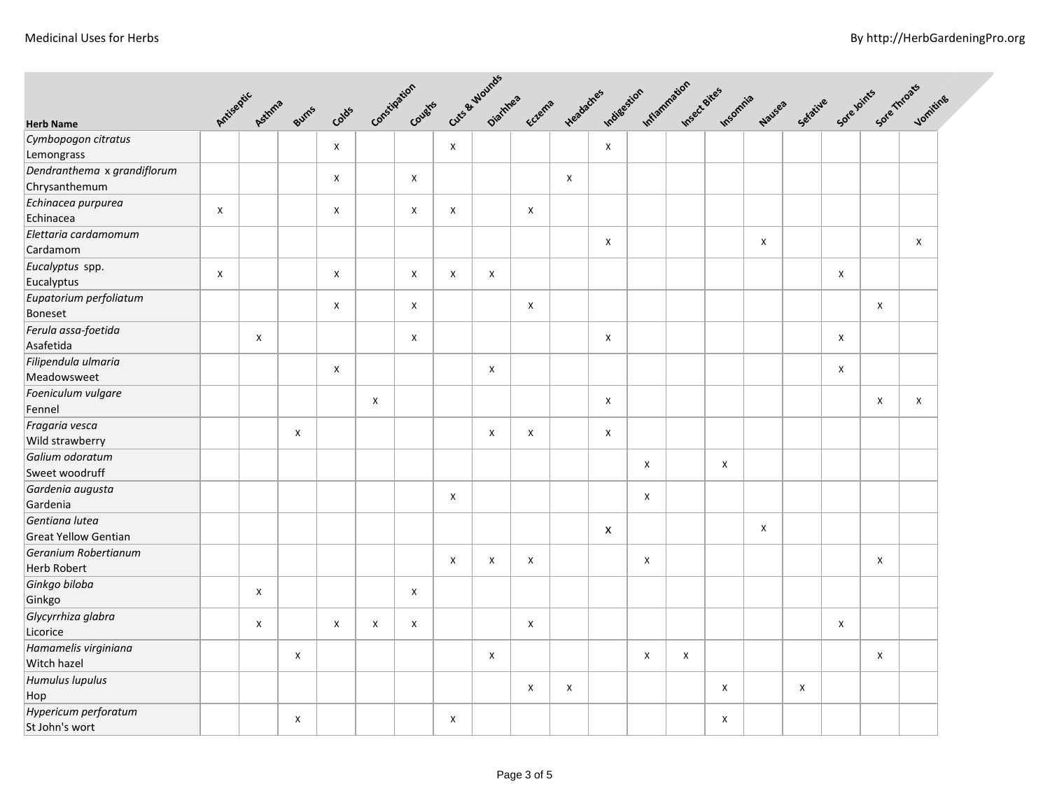| Herb Name | Antiseptic | Asthma | Burns | Colds | Constipation | Coughs | Cuts & Wounds | Diarhhea | Eczema | Headaches | Indigestion | Inflammation | Insect Bites | Insomnia | Nausea | Sefative | Sore Joints | Sore Throats | Vomiting |
|---|---|---|---|---|---|---|---|---|---|---|---|---|---|---|---|---|---|---|---|
| *Cymbopogon citratus* Lemongrass | | | | x | | | x | | | | x | | | | | | | | |
| *Dendranthema x grandiflorum* Chrysanthemum | | | | x | | x | | | | x | | | | | | | | | |
| *Echinacea purpurea* Echinacea | x | | | x | | x | x | | x | | | | | | | | | | |
| *Elettaria cardamomum* Cardamom | | | | | | | | | | | x | | | | x | | | | x |
| *Eucalyptus* spp. Eucalyptus | x | | | x | | x | x | x | | | | | | | | | x | | |
| *Eupatorium perfoliatum* Boneset | | | | x | | x | | | x | | | | | | | | | x | |
| *Ferula assa-foetida* Asafetida | | x | | | | x | | | | | x | | | | | | x | | |
| *Filipendula ulmaria* Meadowsweet | | | | x | | | | x | | | | | | | | | x | | |
| *Foeniculum vulgare* Fennel | | | | | x | | | | | | x | | | | | | | x | x |
| *Fragaria vesca* Wild strawberry | | | x | | | | | x | x | | x | | | | | | | | |
| *Galium odoratum* Sweet woodruff | | | | | | | | | | | | x | | x | | | | | |
| *Gardenia augusta* Gardenia | | | | | | | x | | | | | x | | | | | | | |
| *Gentiana lutea* Great Yellow Gentian | | | | | | | | | | | x | | | | x | | | | |
| *Geranium Robertianum* Herb Robert | | | | | | | x | x | x | | | x | | | | | | x | |
| *Ginkgo biloba* Ginkgo | | x | | | | x | | | | | | | | | | | | | |
| *Glycyrrhiza glabra* Licorice | | x | | x | x | x | | | x | | | | | | | | x | | |
| *Hamamelis virginiana* Witch hazel | | | x | | | | | x | | | | x | x | | | | | x | |
| *Humulus lupulus* Hop | | | | | | | | | x | x | | | | x | | x | | | |
| *Hypericum perforatum* St John's wort | | | x | | | | x | | | | | | | x | | | | | |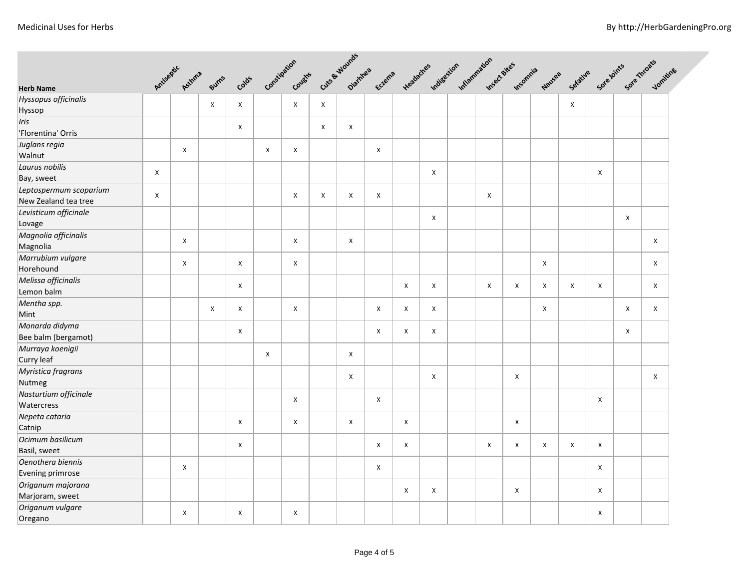| Herb Name | Antiseptic | Asthma | Burns | Colds | Constipation | Coughs | Cuts & Wounds | Diarhhea | Eczema | Headaches | Indigestion | Inflammation | Insect Bites | Insomnia | Nausea | Sefative | Sore Joints | Sore Throats | Vomiting |
|---|---|---|---|---|---|---|---|---|---|---|---|---|---|---|---|---|---|---|---|
| *Hyssopus officinalis*<br>Hyssop | | | x | x | | x | x | | | | | | | | | x | | | |
| *Iris*<br>'Florentina' Orris | | | | x | | | x | x | | | | | | | | | | | |
| *Juglans regia*<br>Walnut | | x | | | x | x | | | x | | | | | | | | | | |
| *Laurus nobilis*<br>Bay, sweet | x | | | | | | | | | | x | | | | | | x | | |
| *Leptospermum scoparium*<br>New Zealand tea tree | x | | | | | x | x | x | x | | | | x | | | | | | |
| *Levisticum officinale*<br>Lovage | | | | | | | | | | | x | | | | | | | x | |
| *Magnolia officinalis*<br>Magnolia | | x | | | | x | | x | | | | | | | | | | | x |
| *Marrubium vulgare*<br>Horehound | | x | | x | | x | | | | | | | | | x | | | | x |
| *Melissa officinalis*<br>Lemon balm | | | | x | | | | | | x | x | | x | x | x | x | x | | x |
| *Mentha spp.*<br>Mint | | | x | x | | x | | | x | x | x | | | | x | | | x | x |
| *Monarda didyma*<br>Bee balm (bergamot) | | | | x | | | | | x | x | x | | | | | | | x | |
| *Murraya koenigii*<br>Curry leaf | | | | | x | | | x | | | | | | | | | | | |
| *Myristica fragrans*<br>Nutmeg | | | | | | | | x | | | x | | | x | | | | | x |
| *Nasturtium officinale*<br>Watercress | | | | | | x | | | x | | | | | | | | x | | |
| *Nepeta cataria*<br>Catnip | | | | x | | x | | x | | x | | | | x | | | | | |
| *Ocimum basilicum*<br>Basil, sweet | | | | x | | | | | x | x | | | x | x | x | x | x | | |
| *Oenothera biennis*<br>Evening primrose | | x | | | | | | | x | | | | | | | | x | | |
| *Origanum majorana*<br>Marjoram, sweet | | | | | | | | | | x | x | | | x | | | x | | |
| *Origanum vulgare*<br>Oregano | | x | | x | | x | | | | | | | | | | | x | | |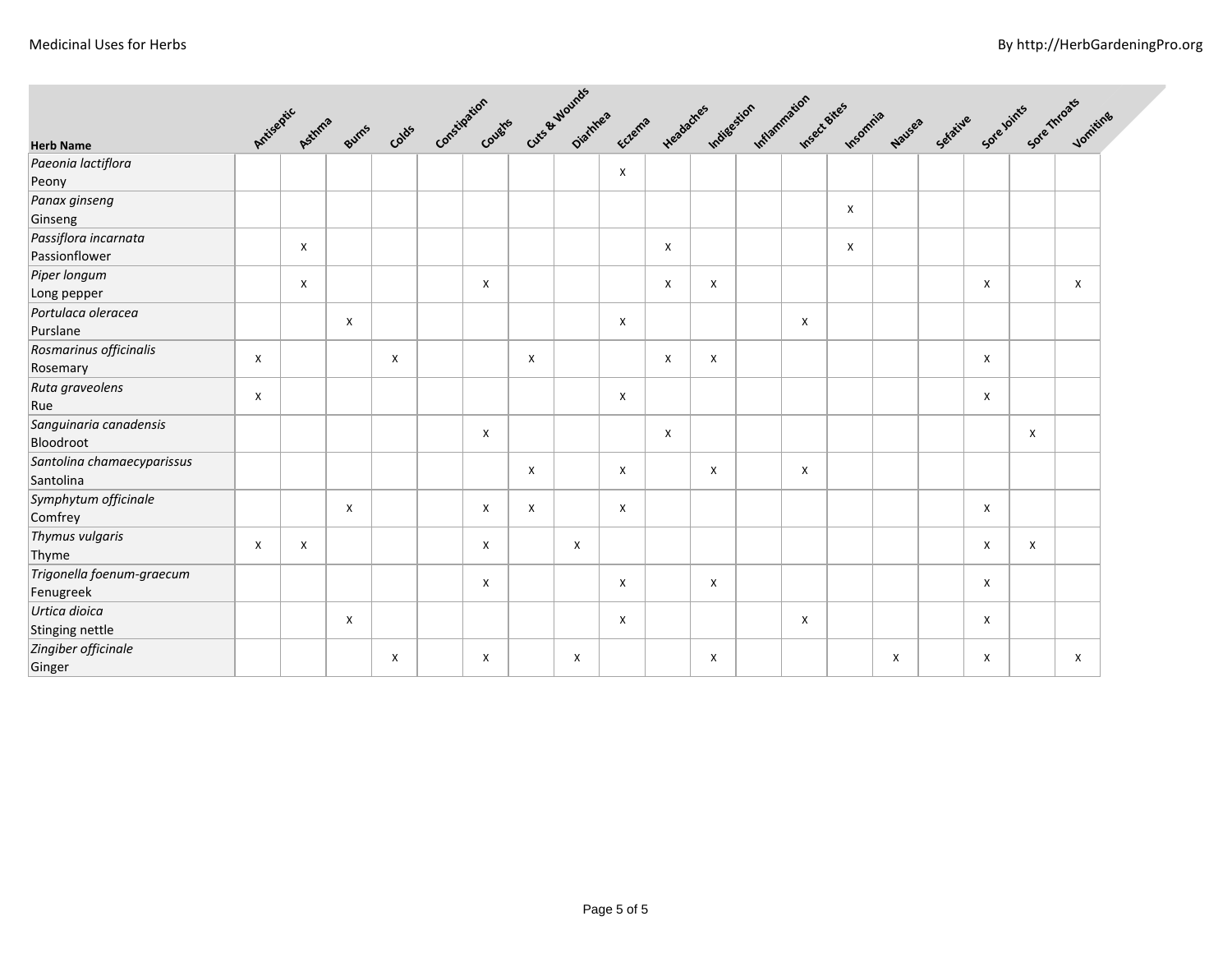| Herb Name | Antiseptic | Asthma | Burns | Colds | Constipation | Coughs | Cuts & Wounds | Diarhhea | Eczema | Headaches | Indigestion | Inflammation | Insect Bites | Insomnia | Nausea | Sefative | Sore Joints | Sore Throats | Vomiting |
|---|---|---|---|---|---|---|---|---|---|---|---|---|---|---|---|---|---|---|---|
| *Paeonia lactiflora*<br>Peony | | | | | | | | | x | | | | | | | | | | |
| *Panax ginseng*<br>Ginseng | | | | | | | | | | | | | | x | | | | | |
| *Passiflora incarnata*<br>Passionflower | | x | | | | | | | | x | | | | x | | | | | |
| *Piper longum*<br>Long pepper | | x | | | | x | | | | x | x | | | | | | x | | x |
| *Portulaca oleracea*<br>Purslane | | | x | | | | | | x | | | | x | | | | | | |
| *Rosmarinus officinalis*<br>Rosemary | x | | | x | | | x | | | x | x | | | | | | x | | |
| *Ruta graveolens*<br>Rue | x | | | | | | | | x | | | | | | | | x | | |
| *Sanguinaria canadensis*<br>Bloodroot | | | | | | x | | | | x | | | | | | | | x | |
| *Santolina chamaecyparissus*<br>Santolina | | | | | | | x | | x | | x | | x | | | | | | |
| *Symphytum officinale*<br>Comfrey | | | x | | | x | x | | x | | | | | | | | x | | |
| *Thymus vulgaris*<br>Thyme | x | x | | | | x | | x | | | | | | | | | x | x | |
| *Trigonella foenum-graecum*<br>Fenugreek | | | | | | x | | | x | | x | | | | | | x | | |
| *Urtica dioica*<br>Stinging nettle | | | x | | | | | | x | | | | x | | | | x | | |
| *Zingiber officinale*<br>Ginger | | | | x | | x | | x | | | x | | | | x | | x | | x |